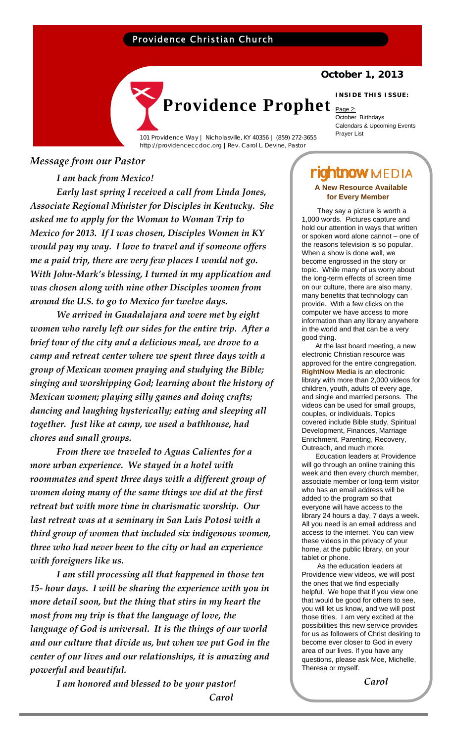Providence Christian Church

**October 1, 2013**

# Providence Prophet

101 Providence Way | Nicholasville, KY 40356 | (859) 272-3655
http://providenceccdoc.org | Rev. Carol L. Devine, Pastor

**INSIDE THIS ISSUE:**

Page 2:
October Birthdays
Calendars & Upcoming Events
Prayer List

## *Message from our Pastor*

*I am back from Mexico!*

*Early last spring I received a call from Linda Jones, Associate Regional Minister for Disciples in Kentucky. She asked me to apply for the Woman to Woman Trip to Mexico for 2013. If I was chosen, Disciples Women in KY would pay my way. I love to travel and if someone offers me a paid trip, there are very few places I would not go. With John-Mark's blessing, I turned in my application and was chosen along with nine other Disciples women from around the U.S. to go to Mexico for twelve days.*

*We arrived in Guadalajara and were met by eight women who rarely left our sides for the entire trip. After a brief tour of the city and a delicious meal, we drove to a camp and retreat center where we spent three days with a group of Mexican women praying and studying the Bible; singing and worshipping God; learning about the history of Mexican women; playing silly games and doing crafts; dancing and laughing hysterically; eating and sleeping all together. Just like at camp, we used a bathhouse, had chores and small groups.*

*From there we traveled to Aguas Calientes for a more urban experience. We stayed in a hotel with roommates and spent three days with a different group of women doing many of the same things we did at the first retreat but with more time in charismatic worship. Our last retreat was at a seminary in San Luis Potosi with a third group of women that included six indigenous women, three who had never been to the city or had an experience with foreigners like us.*

*I am still processing all that happened in those ten 15- hour days. I will be sharing the experience with you in more detail soon, but the thing that stirs in my heart the most from my trip is that the language of love, the language of God is universal. It is the things of our world and our culture that divide us, but when we put God in the center of our lives and our relationships, it is amazing and powerful and beautiful.*

*I am honored and blessed to be your pastor!*

*Carol*

## rightnow MEDIA

### A New Resource Available for Every Member

They say a picture is worth a 1,000 words. Pictures capture and hold our attention in ways that written or spoken word alone cannot – one of the reasons television is so popular. When a show is done well, we become engrossed in the story or topic. While many of us worry about the long-term effects of screen time on our culture, there are also many, many benefits that technology can provide. With a few clicks on the computer we have access to more information than any library anywhere in the world and that can be a very good thing.

At the last board meeting, a new electronic Christian resource was approved for the entire congregation. **RightNow Media** is an electronic library with more than 2,000 videos for children, youth, adults of every age, and single and married persons. The videos can be used for small groups, couples, or individuals. Topics covered include Bible study, Spiritual Development, Finances, Marriage Enrichment, Parenting, Recovery, Outreach, and much more.

Education leaders at Providence will go through an online training this week and then every church member, associate member or long-term visitor who has an email address will be added to the program so that everyone will have access to the library 24 hours a day, 7 days a week. All you need is an email address and access to the internet. You can view these videos in the privacy of your home, at the public library, on your tablet or phone.

As the education leaders at Providence view videos, we will post the ones that we find especially helpful. We hope that if you view one that would be good for others to see, you will let us know, and we will post those titles. I am very excited at the possibilities this new service provides for us as followers of Christ desiring to become ever closer to God in every area of our lives. If you have any questions, please ask Moe, Michelle, Theresa or myself.

*Carol*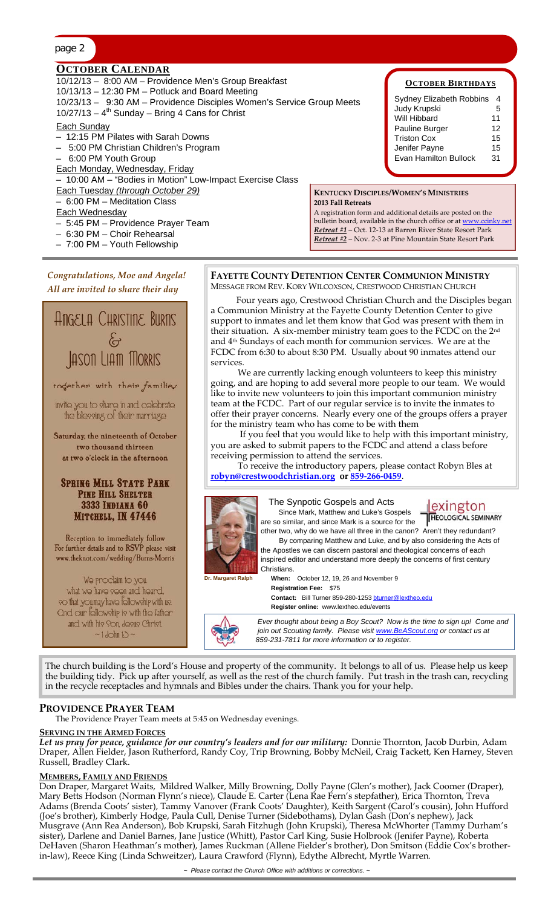## October Calendar

10/12/13 – 8:00 AM – Providence Men's Group Breakfast
10/13/13 – 12:30 PM – Potluck and Board Meeting
10/23/13 – 9:30 AM – Providence Disciples Women's Service Group Meets
10/27/13 – 4th Sunday – Bring 4 Cans for Christ

Each Sunday
- 12:15 PM Pilates with Sarah Downs
- 5:00 PM Christian Children's Program
- 6:00 PM Youth Group

Each Monday, Wednesday, Friday
- 10:00 AM – "Bodies in Motion" Low-Impact Exercise Class

Each Tuesday *(through October 29)*
- 6:00 PM – Meditation Class

Each Wednesday
- 5:45 PM – Providence Prayer Team
- 6:30 PM – Choir Rehearsal
- 7:00 PM – Youth Fellowship

### October Birthdays

| | |
|---|---|
| Sydney Elizabeth Robbins | 4 |
| Judy Krupski | 5 |
| Will Hibbard | 11 |
| Pauline Burger | 12 |
| Triston Cox | 15 |
| Jenifer Payne | 15 |
| Evan Hamilton Bullock | 31 |

### Kentucky Disciples/Women's Ministries

**2013 Fall Retreats**

A registration form and additional details are posted on the bulletin board, available in the church office or at www.ccinky.net

***Retreat #1*** – Oct. 12-13 at Barren River State Resort Park
***Retreat #2*** – Nov. 2-3 at Pine Mountain State Resort Park

*Congratulations, Moe and Angela!*
*All are invited to share their day*

Angela Christine Burns
&
Jason Liam Morris

together with their families

invite you to share in and celebrate the blessing of their marriage

Saturday, the nineteenth of October
two thousand thirteen
at two o'clock in the afternoon

**Spring Mill State Park**
**Pine Hill Shelter**
**3333 Indiana 60**
**Mitchell, IN 47446**

Reception to immediately follow
For further details and to RSVP please visit
www.theknot.com/wedding/Burns-Morris

We proclaim to you
what we have seen and heard,
so that you may have fellowship with us.
And our fellowship is with the Father
and with his Son, Jesus Christ.
~ 1 John 1:3 ~

### Fayette County Detention Center Communion Ministry

Message from Rev. Kory Wilcoxson, Crestwood Christian Church

Four years ago, Crestwood Christian Church and the Disciples began a Communion Ministry at the Fayette County Detention Center to give support to inmates and let them know that God was present with them in their situation. A six-member ministry team goes to the FCDC on the 2nd and 4th Sundays of each month for communion services. We are at the FCDC from 6:30 to about 8:30 PM. Usually about 90 inmates attend our services.

We are currently lacking enough volunteers to keep this ministry going, and are hoping to add several more people to our team. We would like to invite new volunteers to join this important communion ministry team at the FCDC. Part of our regular service is to invite the inmates to offer their prayer concerns. Nearly every one of the groups offers a prayer for the ministry team who has come to be with them

If you feel that you would like to help with this important ministry, you are asked to submit papers to the FCDC and attend a class before receiving permission to attend the services.

To receive the introductory papers, please contact Robyn Bles at **robyn@crestwoodchristian.org or 859-266-0459**.

### The Synpotic Gospels and Acts

Lexington Theological Seminary

Since Mark, Matthew and Luke's Gospels are so similar, and since Mark is a source for the other two, why do we have all three in the canon? Aren't they redundant?

By comparing Matthew and Luke, and by also considering the Acts of the Apostles we can discern pastoral and theological concerns of each inspired editor and understand more deeply the concerns of first century Christians.

**Dr. Margaret Ralph**

**When:** October 12, 19, 26 and November 9
**Registration Fee:** $75
**Contact:** Bill Turner 859-280-1253 bturner@lextheo.edu
**Register online:** www.lextheo.edu/events

*Ever thought about being a Boy Scout? Now is the time to sign up! Come and join our Scouting family. Please visit www.BeAScout.org or contact us at 859-231-7811 for more information or to register.*

The church building is the Lord's House and property of the community. It belongs to all of us. Please help us keep the building tidy. Pick up after yourself, as well as the rest of the church family. Put trash in the trash can, recycling in the recycle receptacles and hymnals and Bibles under the chairs. Thank you for your help.

## Providence Prayer Team

The Providence Prayer Team meets at 5:45 on Wednesday evenings.

### Serving in the Armed Forces

***Let us pray for peace, guidance for our country's leaders and for our military:*** Donnie Thornton, Jacob Durbin, Adam Draper, Allen Fielder, Jason Rutherford, Randy Coy, Trip Browning, Bobby McNeil, Craig Tackett, Ken Harney, Steven Russell, Bradley Clark.

### Members, Family and Friends

Don Draper, Margaret Waits, Mildred Walker, Milly Browning, Dolly Payne (Glen's mother), Jack Coomer (Draper), Mary Betts Hodson (Norman Flynn's niece), Claude E. Carter (Lena Rae Fern's stepfather), Erica Thornton, Treva Adams (Brenda Coots' sister), Tammy Vanover (Frank Coots' Daughter), Keith Sargent (Carol's cousin), John Hufford (Joe's brother), Kimberly Hodge, Paula Cull, Denise Turner (Sidebothams), Dylan Gash (Don's nephew), Jack Musgrave (Ann Rea Anderson), Bob Krupski, Sarah Fitzhugh (John Krupski), Theresa McWhorter (Tammy Durham's sister), Darlene and Daniel Barnes, Jane Justice (Whitt), Pastor Carl King, Susie Holbrook (Jenifer Payne), Roberta DeHaven (Sharon Heathman's mother), James Ruckman (Allene Fielder's brother), Don Smitson (Eddie Cox's brother-in-law), Reece King (Linda Schweitzer), Laura Crawford (Flynn), Edythe Albrecht, Myrtle Warren.

*~ Please contact the Church Office with additions or corrections. ~*